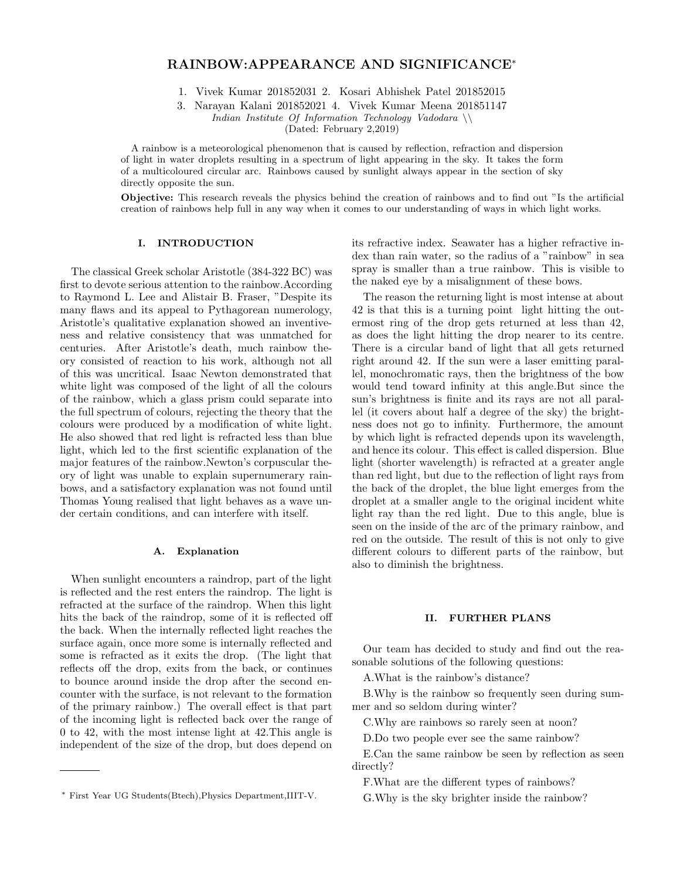# RAINBOW:APPEARANCE AND SIGNIFICANCE*

1. Vivek Kumar 201852031 2. Kosari Abhishek Patel 201852015
3. Narayan Kalani 201852021 4. Vivek Kumar Meena 201851147

*Indian Institute Of Information Technology Vadodara* \\

(Dated: February 2,2019)

A rainbow is a meteorological phenomenon that is caused by reflection, refraction and dispersion of light in water droplets resulting in a spectrum of light appearing in the sky. It takes the form of a multicoloured circular arc. Rainbows caused by sunlight always appear in the section of sky directly opposite the sun.

**Objective:** This research reveals the physics behind the creation of rainbows and to find out "Is the artificial creation of rainbows help full in any way when it comes to our understanding of ways in which light works.

## I. INTRODUCTION

The classical Greek scholar Aristotle (384-322 BC) was first to devote serious attention to the rainbow.According to Raymond L. Lee and Alistair B. Fraser, "Despite its many flaws and its appeal to Pythagorean numerology, Aristotle's qualitative explanation showed an inventiveness and relative consistency that was unmatched for centuries. After Aristotle's death, much rainbow theory consisted of reaction to his work, although not all of this was uncritical. Isaac Newton demonstrated that white light was composed of the light of all the colours of the rainbow, which a glass prism could separate into the full spectrum of colours, rejecting the theory that the colours were produced by a modification of white light. He also showed that red light is refracted less than blue light, which led to the first scientific explanation of the major features of the rainbow.Newton's corpuscular theory of light was unable to explain supernumerary rainbows, and a satisfactory explanation was not found until Thomas Young realised that light behaves as a wave under certain conditions, and can interfere with itself.

### A. Explanation

When sunlight encounters a raindrop, part of the light is reflected and the rest enters the raindrop. The light is refracted at the surface of the raindrop. When this light hits the back of the raindrop, some of it is reflected off the back. When the internally reflected light reaches the surface again, once more some is internally reflected and some is refracted as it exits the drop. (The light that reflects off the drop, exits from the back, or continues to bounce around inside the drop after the second encounter with the surface, is not relevant to the formation of the primary rainbow.) The overall effect is that part of the incoming light is reflected back over the range of 0 to 42, with the most intense light at 42.This angle is independent of the size of the drop, but does depend on its refractive index. Seawater has a higher refractive index than rain water, so the radius of a "rainbow" in sea spray is smaller than a true rainbow. This is visible to the naked eye by a misalignment of these bows.

The reason the returning light is most intense at about 42 is that this is a turning point light hitting the outermost ring of the drop gets returned at less than 42, as does the light hitting the drop nearer to its centre. There is a circular band of light that all gets returned right around 42. If the sun were a laser emitting parallel, monochromatic rays, then the brightness of the bow would tend toward infinity at this angle.But since the sun's brightness is finite and its rays are not all parallel (it covers about half a degree of the sky) the brightness does not go to infinity. Furthermore, the amount by which light is refracted depends upon its wavelength, and hence its colour. This effect is called dispersion. Blue light (shorter wavelength) is refracted at a greater angle than red light, but due to the reflection of light rays from the back of the droplet, the blue light emerges from the droplet at a smaller angle to the original incident white light ray than the red light. Due to this angle, blue is seen on the inside of the arc of the primary rainbow, and red on the outside. The result of this is not only to give different colours to different parts of the rainbow, but also to diminish the brightness.

## II. FURTHER PLANS

Our team has decided to study and find out the reasonable solutions of the following questions:

A.What is the rainbow's distance?

B.Why is the rainbow so frequently seen during summer and so seldom during winter?

C.Why are rainbows so rarely seen at noon?

D.Do two people ever see the same rainbow?

E.Can the same rainbow be seen by reflection as seen directly?

F.What are the different types of rainbows?

G.Why is the sky brighter inside the rainbow?

---

* First Year UG Students(Btech),Physics Department,IIIT-V.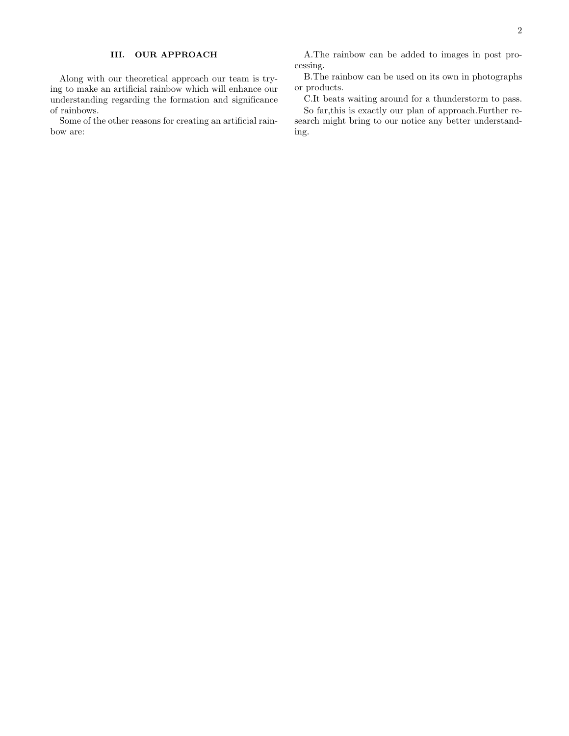## III. OUR APPROACH

Along with our theoretical approach our team is trying to make an artificial rainbow which will enhance our understanding regarding the formation and significance of rainbows.

Some of the other reasons for creating an artificial rainbow are:

A.The rainbow can be added to images in post processing.

B.The rainbow can be used on its own in photographs or products.

C.It beats waiting around for a thunderstorm to pass.

So far,this is exactly our plan of approach.Further research might bring to our notice any better understanding.